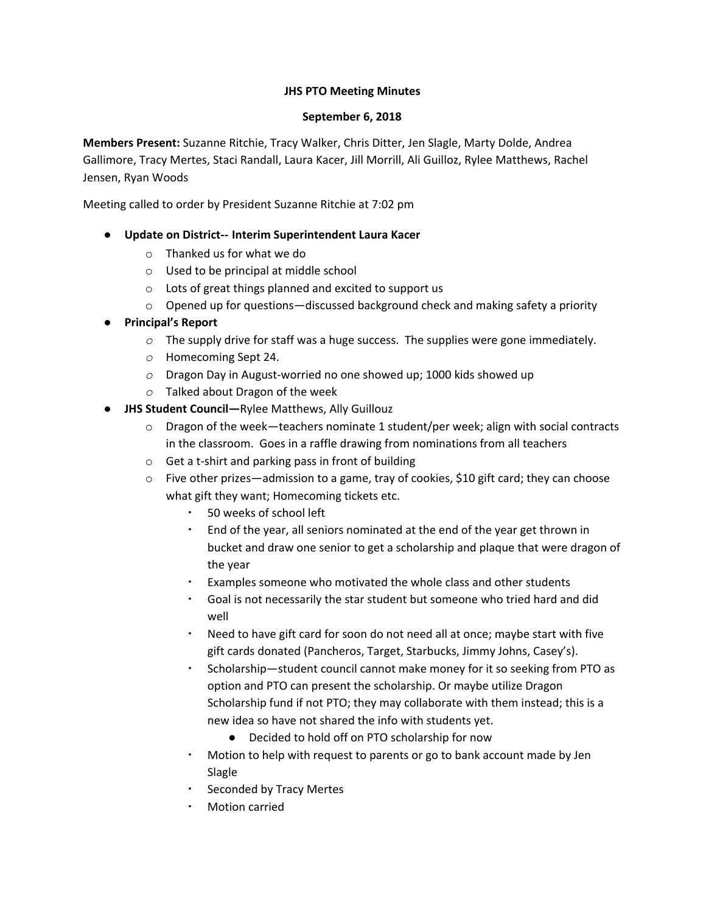**JHS PTO Meeting Minutes**

**September 6, 2018**

**Members Present:** Suzanne Ritchie, Tracy Walker, Chris Ditter, Jen Slagle, Marty Dolde, Andrea Gallimore, Tracy Mertes, Staci Randall, Laura Kacer, Jill Morrill, Ali Guilloz, Rylee Matthews, Rachel Jensen, Ryan Woods

Meeting called to order by President Suzanne Ritchie at 7:02 pm

- **Update on District-- Interim Superintendent Laura Kacer**
  - Thanked us for what we do
  - Used to be principal at middle school
  - Lots of great things planned and excited to support us
  - Opened up for questions—discussed background check and making safety a priority
- **Principal's Report**
  - The supply drive for staff was a huge success. The supplies were gone immediately.
  - Homecoming Sept 24.
  - Dragon Day in August-worried no one showed up; 1000 kids showed up
  - Talked about Dragon of the week
- **JHS Student Council—**Rylee Matthews, Ally Guillouz
  - Dragon of the week—teachers nominate 1 student/per week; align with social contracts in the classroom. Goes in a raffle drawing from nominations from all teachers
  - Get a t-shirt and parking pass in front of building
  - Five other prizes—admission to a game, tray of cookies, $10 gift card; they can choose what gift they want; Homecoming tickets etc.
    - 50 weeks of school left
    - End of the year, all seniors nominated at the end of the year get thrown in bucket and draw one senior to get a scholarship and plaque that were dragon of the year
    - Examples someone who motivated the whole class and other students
    - Goal is not necessarily the star student but someone who tried hard and did well
    - Need to have gift card for soon do not need all at once; maybe start with five gift cards donated (Pancheros, Target, Starbucks, Jimmy Johns, Casey's).
    - Scholarship—student council cannot make money for it so seeking from PTO as option and PTO can present the scholarship. Or maybe utilize Dragon Scholarship fund if not PTO; they may collaborate with them instead; this is a new idea so have not shared the info with students yet.
      - Decided to hold off on PTO scholarship for now
    - Motion to help with request to parents or go to bank account made by Jen Slagle
    - Seconded by Tracy Mertes
    - Motion carried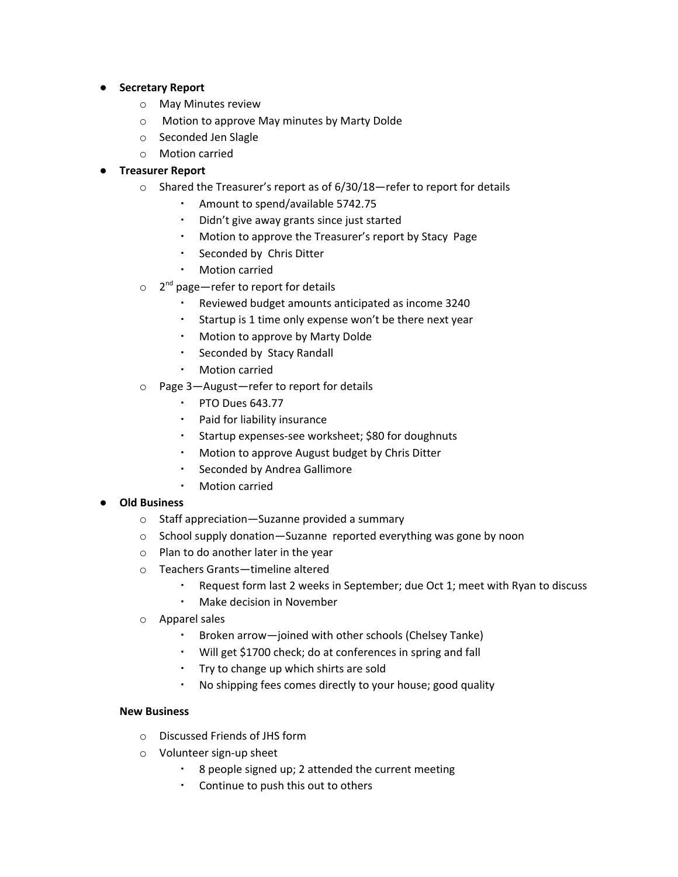- **Secretary Report**
  - May Minutes review
  - Motion to approve May minutes by Marty Dolde
  - Seconded Jen Slagle
  - Motion carried
- **Treasurer Report**
  - Shared the Treasurer's report as of 6/30/18—refer to report for details
    - Amount to spend/available 5742.75
    - Didn't give away grants since just started
    - Motion to approve the Treasurer's report by Stacy Page
    - Seconded by Chris Ditter
    - Motion carried
  - 2nd page—refer to report for details
    - Reviewed budget amounts anticipated as income 3240
    - Startup is 1 time only expense won't be there next year
    - Motion to approve by Marty Dolde
    - Seconded by Stacy Randall
    - Motion carried
  - Page 3—August—refer to report for details
    - PTO Dues 643.77
    - Paid for liability insurance
    - Startup expenses-see worksheet; $80 for doughnuts
    - Motion to approve August budget by Chris Ditter
    - Seconded by Andrea Gallimore
    - Motion carried
- **Old Business**
  - Staff appreciation—Suzanne provided a summary
  - School supply donation—Suzanne reported everything was gone by noon
  - Plan to do another later in the year
  - Teachers Grants—timeline altered
    - Request form last 2 weeks in September; due Oct 1; meet with Ryan to discuss
    - Make decision in November
  - Apparel sales
    - Broken arrow—joined with other schools (Chelsey Tanke)
    - Will get $1700 check; do at conferences in spring and fall
    - Try to change up which shirts are sold
    - No shipping fees comes directly to your house; good quality

**New Business**

- Discussed Friends of JHS form
- Volunteer sign-up sheet
  - 8 people signed up; 2 attended the current meeting
  - Continue to push this out to others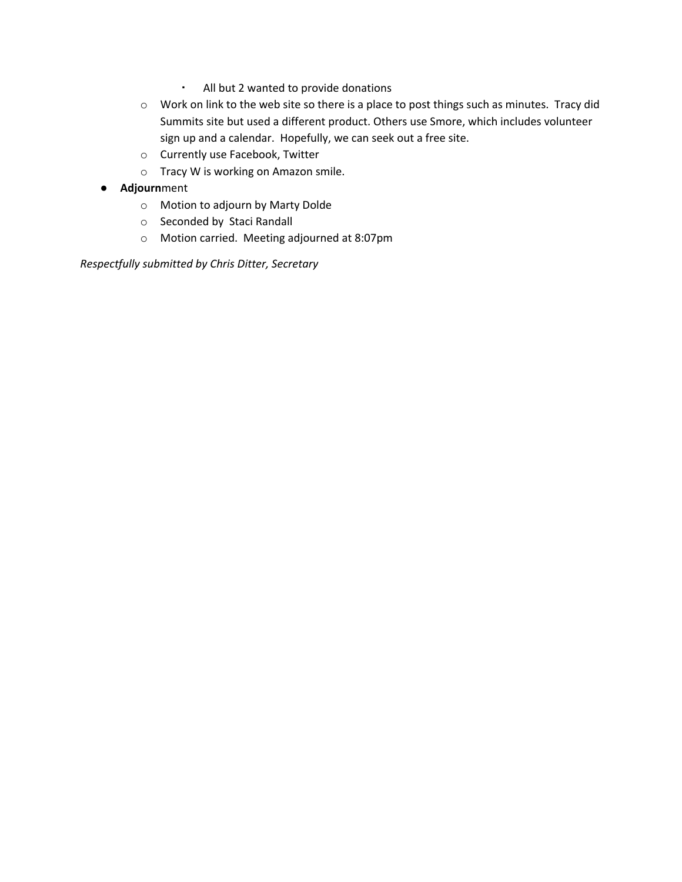- All but 2 wanted to provide donations
    - Work on link to the web site so there is a place to post things such as minutes.  Tracy did Summits site but used a different product. Others use Smore, which includes volunteer sign up and a calendar.  Hopefully, we can seek out a free site.
    - Currently use Facebook, Twitter
    - Tracy W is working on Amazon smile.
- **Adjourn**ment
    - Motion to adjourn by Marty Dolde
    - Seconded by  Staci Randall
    - Motion carried.  Meeting adjourned at 8:07pm

*Respectfully submitted by Chris Ditter, Secretary*